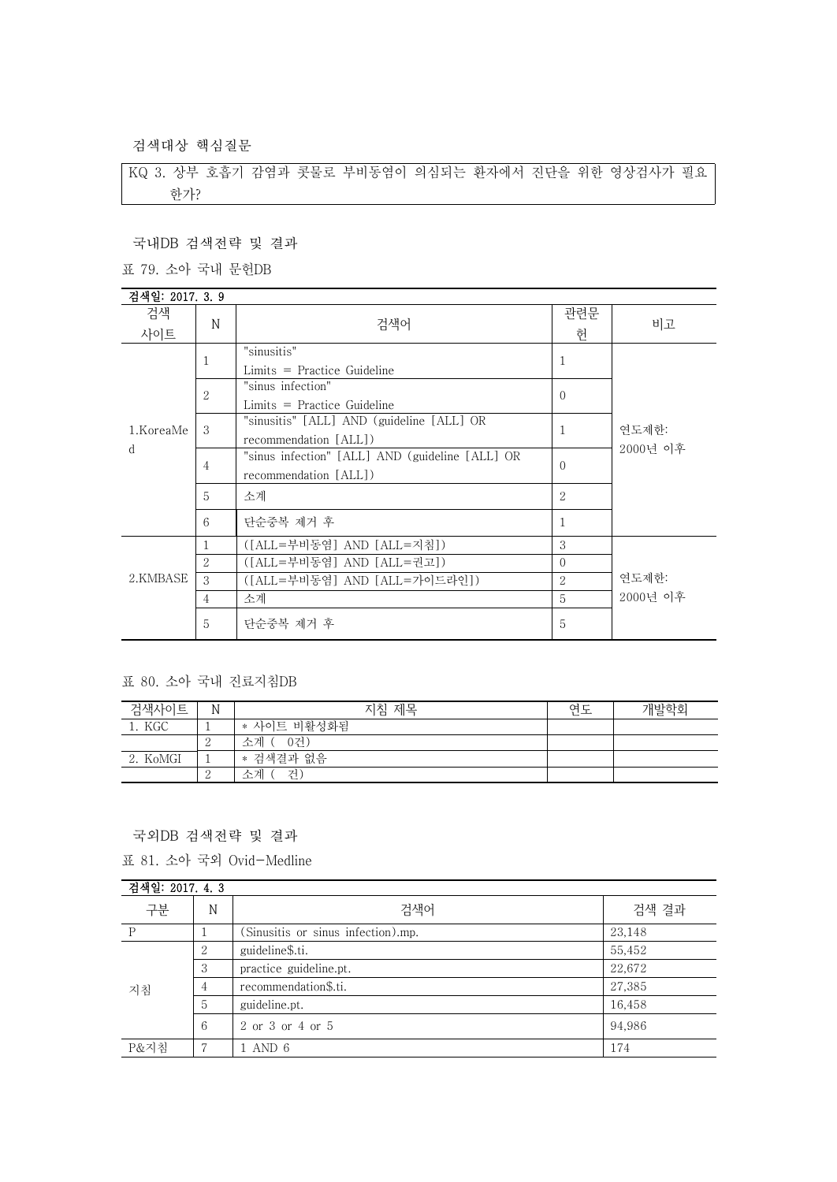검색대상 핵심질문

| KQ 3. 상부 호흡기 감염과 콧물로 부비동염이 의심되는 환자에서 진단을 위한 영상검사가 필요한가? |
|---|

국내DB 검색전략 및 결과

표 79. 소아 국내 문헌DB

| 검색일: 2017. 3. 9 | | | | |
|---|---|---|---|---|
| 검색 사이트 | N | 검색어 | 관련문헌 | 비고 |
| 1.KoreaMed | 1 | "sinusitis"<br>Limits = Practice Guideline | 1 | 연도제한: 2000년 이후 |
| | 2 | "sinus infection"<br>Limits = Practice Guideline | 0 | |
| | 3 | "sinusitis" [ALL] AND (guideline [ALL] OR recommendation [ALL]) | 1 | |
| | 4 | "sinus infection" [ALL] AND (guideline [ALL] OR recommendation [ALL]) | 0 | |
| | 5 | 소계 | 2 | |
| | 6 | 단순중복 제거 후 | 1 | |
| 2.KMBASE | 1 | ([ALL=부비동염] AND [ALL=지침]) | 3 | 연도제한: 2000년 이후 |
| | 2 | ([ALL=부비동염] AND [ALL=권고]) | 0 | |
| | 3 | ([ALL=부비동염] AND [ALL=가이드라인]) | 2 | |
| | 4 | 소계 | 5 | |
| | 5 | 단순중복 제거 후 | 5 | |

표 80. 소아 국내 진료지침DB

| 검색사이트 | N | 지침 제목 | 연도 | 개발학회 |
|---|---|---|---|---|
| 1. KGC | 1 | * 사이트 비활성화됨 | | |
| | 2 | 소계 ( 0건) | | |
| 2. KoMGI | 1 | * 검색결과 없음 | | |
| | 2 | 소계 ( 건) | | |

국외DB 검색전략 및 결과

표 81. 소아 국외 Ovid-Medline

| 검색일: 2017. 4. 3 | | | |
|---|---|---|---|
| 구분 | N | 검색어 | 검색 결과 |
| P | 1 | (Sinusitis or sinus infection).mp. | 23,148 |
| 지침 | 2 | guideline$.ti. | 55,452 |
| | 3 | practice guideline.pt. | 22,672 |
| | 4 | recommendation$.ti. | 27,385 |
| | 5 | guideline.pt. | 16,458 |
| | 6 | 2 or 3 or 4 or 5 | 94,986 |
| P&지침 | 7 | 1 AND 6 | 174 |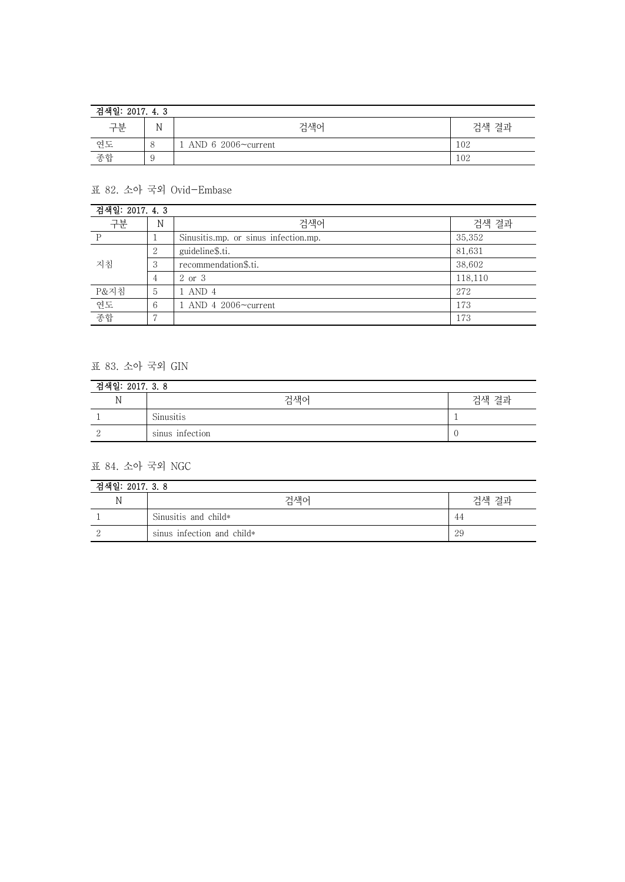| 검색일: 2017. 4. 3 | | | |
|---|---|---|---|
| 구분 | N | 검색어 | 검색 결과 |
| 연도 | 8 | 1 AND 6 2006~current | 102 |
| 종합 | 9 | | 102 |

표 82. 소아 국외 Ovid-Embase

| 검색일: 2017. 4. 3 | | | |
|---|---|---|---|
| 구분 | N | 검색어 | 검색 결과 |
| P | 1 | Sinusitis.mp. or sinus infection.mp. | 35,352 |
| 지침 | 2 | guideline$.ti. | 81,631 |
| | 3 | recommendation$.ti. | 38,602 |
| | 4 | 2 or 3 | 118,110 |
| P&지침 | 5 | 1 AND 4 | 272 |
| 연도 | 6 | 1 AND 4 2006~current | 173 |
| 종합 | 7 | | 173 |

표 83. 소아 국외 GIN

| 검색일: 2017. 3. 8 | | |
|---|---|---|
| N | 검색어 | 검색 결과 |
| 1 | Sinusitis | 1 |
| 2 | sinus infection | 0 |

표 84. 소아 국외 NGC

| 검색일: 2017. 3. 8 | | |
|---|---|---|
| N | 검색어 | 검색 결과 |
| 1 | Sinusitis and child* | 44 |
| 2 | sinus infection and child* | 29 |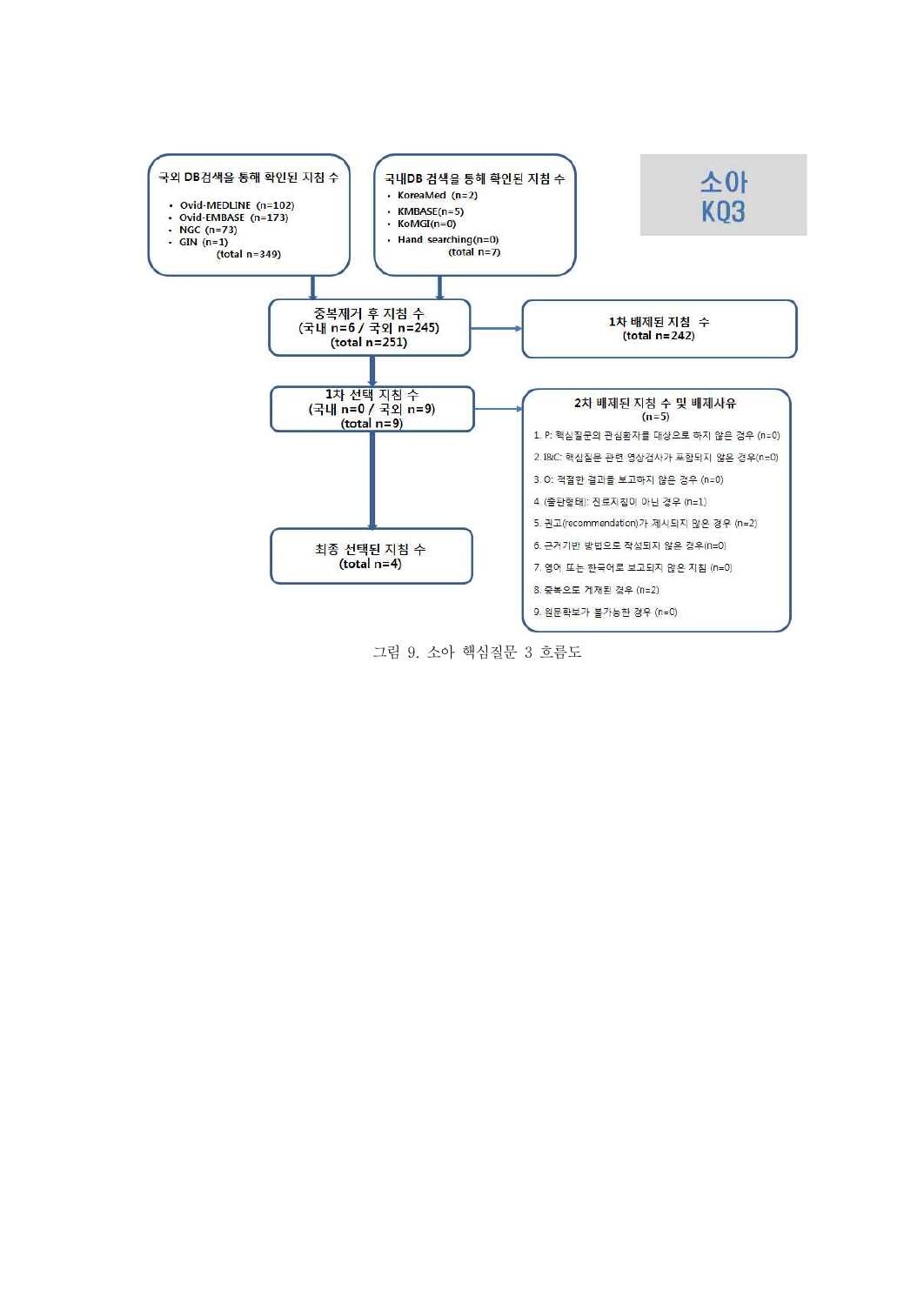소아
KQ3

국외 DB검색을 통해 확인된 지침 수

- Ovid-MEDLINE (n=102)
- Ovid-EMBASE (n=173)
- NGC (n=73)
- GIN (n=1)

(total n=349)

국내DB 검색을 통해 확인된 지침 수

- KoreaMed (n=2)
- KMBASE(n=5)
- KoMGI(n=0)
- Hand searching(n=0)

(total n=7)

중복제거 후 지침 수
(국내 n=6 / 국외 n=245)
(total n=251)

1차 배제된 지침 수
(total n=242)

1차 선택 지침 수
(국내 n=0 / 국외 n=9)
(total n=9)

2차 배제된 지침 수 및 배제사유
(n=5)

1. P: 핵심질문의 관심환자를 대상으로 하지 않은 경우 (n=0)
2. I&C: 핵심질문 관련 영상검사가 포함되지 않은 경우(n=0)
3. O: 적절한 결과를 보고하지 않은 경우 (n=0)
4. (출판형태): 진료지침이 아닌 경우 (n=1)
5. 권고(recommendation)가 제시되지 않은 경우 (n=2)
6. 근거기반 방법으로 작성되지 않은 경우(n=0)
7. 영어 또는 한국어로 보고되지 않은 지침 (n=0)
8. 중복으로 게재된 경우 (n=2)
9. 원문확보가 불가능한 경우 (n=0)

최종 선택된 지침 수
(total n=4)

그림 9. 소아 핵심질문 3 흐름도